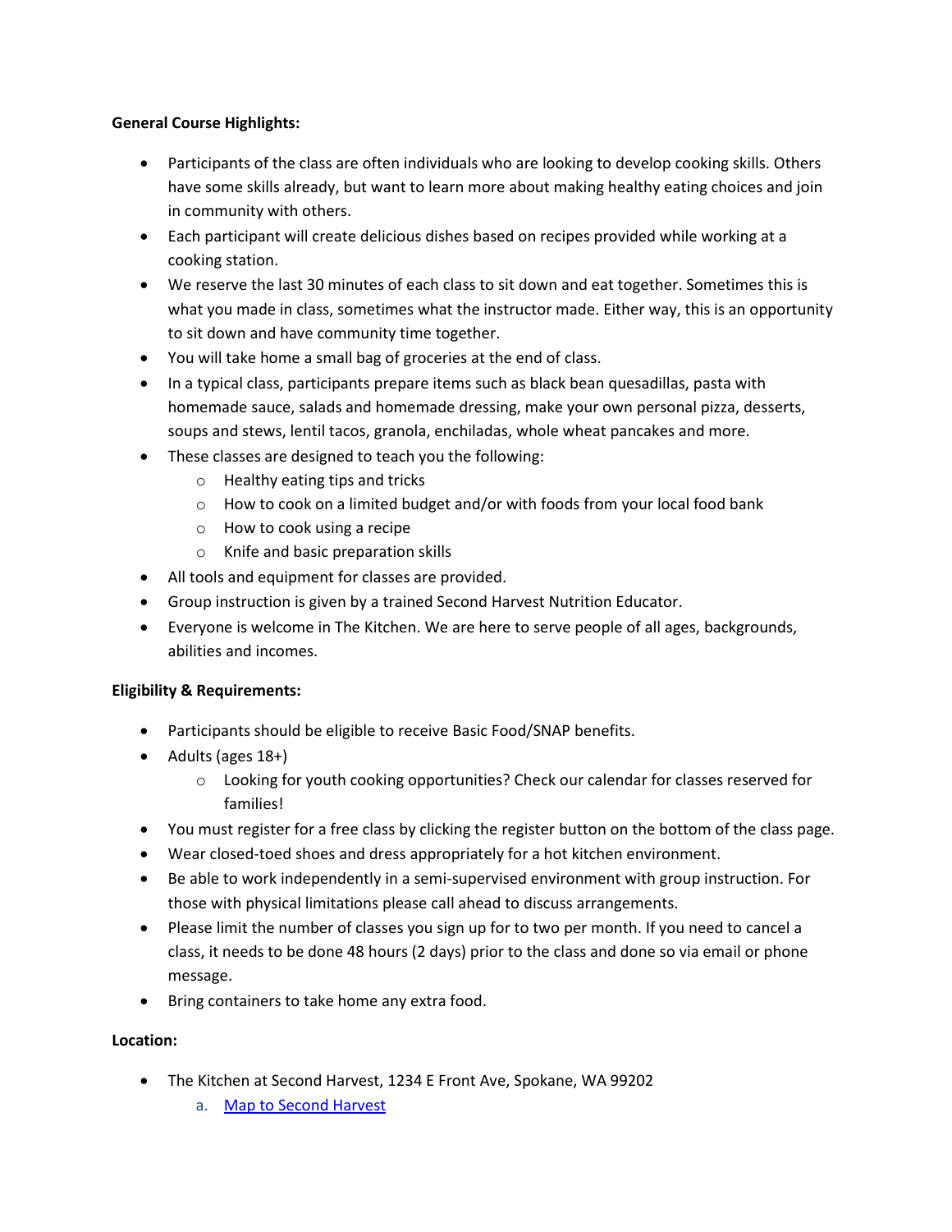**General Course Highlights:**

- Participants of the class are often individuals who are looking to develop cooking skills. Others have some skills already, but want to learn more about making healthy eating choices and join in community with others.
- Each participant will create delicious dishes based on recipes provided while working at a cooking station.
- We reserve the last 30 minutes of each class to sit down and eat together. Sometimes this is what you made in class, sometimes what the instructor made. Either way, this is an opportunity to sit down and have community time together.
- You will take home a small bag of groceries at the end of class.
- In a typical class, participants prepare items such as black bean quesadillas, pasta with homemade sauce, salads and homemade dressing, make your own personal pizza, desserts, soups and stews, lentil tacos, granola, enchiladas, whole wheat pancakes and more.
- These classes are designed to teach you the following:
  - Healthy eating tips and tricks
  - How to cook on a limited budget and/or with foods from your local food bank
  - How to cook using a recipe
  - Knife and basic preparation skills
- All tools and equipment for classes are provided.
- Group instruction is given by a trained Second Harvest Nutrition Educator.
- Everyone is welcome in The Kitchen. We are here to serve people of all ages, backgrounds, abilities and incomes.

**Eligibility & Requirements:**

- Participants should be eligible to receive Basic Food/SNAP benefits.
- Adults (ages 18+)
  - Looking for youth cooking opportunities? Check our calendar for classes reserved for families!
- You must register for a free class by clicking the register button on the bottom of the class page.
- Wear closed-toed shoes and dress appropriately for a hot kitchen environment.
- Be able to work independently in a semi-supervised environment with group instruction. For those with physical limitations please call ahead to discuss arrangements.
- Please limit the number of classes you sign up for to two per month. If you need to cancel a class, it needs to be done 48 hours (2 days) prior to the class and done so via email or phone message.
- Bring containers to take home any extra food.

**Location:**

- The Kitchen at Second Harvest, 1234 E Front Ave, Spokane, WA 99202
  a. Map to Second Harvest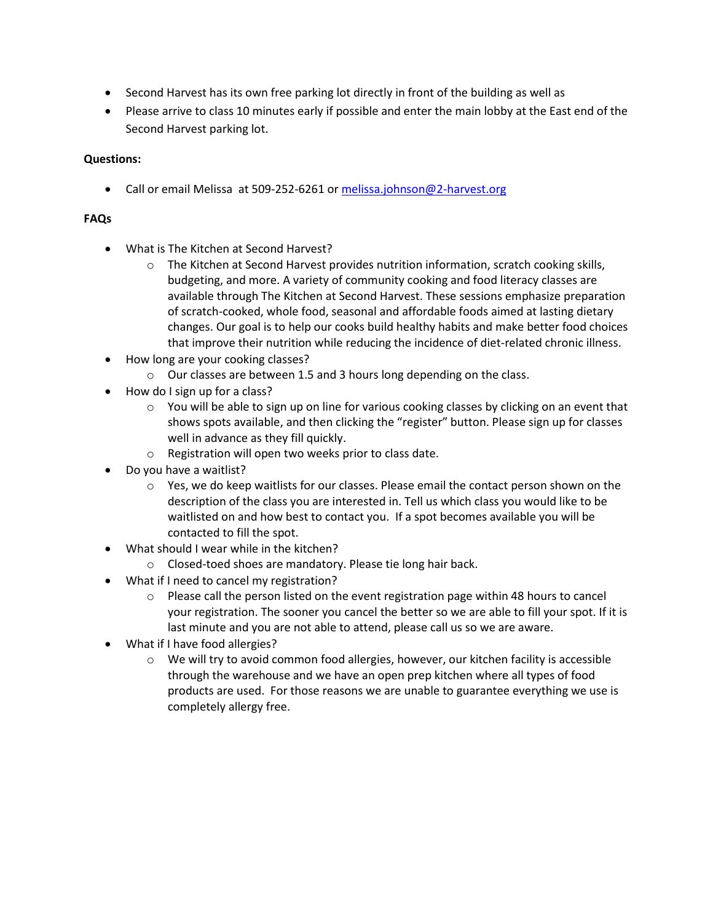- Second Harvest has its own free parking lot directly in front of the building as well as
- Please arrive to class 10 minutes early if possible and enter the main lobby at the East end of the Second Harvest parking lot.

**Questions:**

- Call or email Melissa at 509-252-6261 or melissa.johnson@2-harvest.org

**FAQs**

- What is The Kitchen at Second Harvest?
  - The Kitchen at Second Harvest provides nutrition information, scratch cooking skills, budgeting, and more. A variety of community cooking and food literacy classes are available through The Kitchen at Second Harvest. These sessions emphasize preparation of scratch-cooked, whole food, seasonal and affordable foods aimed at lasting dietary changes. Our goal is to help our cooks build healthy habits and make better food choices that improve their nutrition while reducing the incidence of diet-related chronic illness.
- How long are your cooking classes?
  - Our classes are between 1.5 and 3 hours long depending on the class.
- How do I sign up for a class?
  - You will be able to sign up on line for various cooking classes by clicking on an event that shows spots available, and then clicking the "register" button. Please sign up for classes well in advance as they fill quickly.
  - Registration will open two weeks prior to class date.
- Do you have a waitlist?
  - Yes, we do keep waitlists for our classes. Please email the contact person shown on the description of the class you are interested in. Tell us which class you would like to be waitlisted on and how best to contact you. If a spot becomes available you will be contacted to fill the spot.
- What should I wear while in the kitchen?
  - Closed-toed shoes are mandatory. Please tie long hair back.
- What if I need to cancel my registration?
  - Please call the person listed on the event registration page within 48 hours to cancel your registration. The sooner you cancel the better so we are able to fill your spot. If it is last minute and you are not able to attend, please call us so we are aware.
- What if I have food allergies?
  - We will try to avoid common food allergies, however, our kitchen facility is accessible through the warehouse and we have an open prep kitchen where all types of food products are used. For those reasons we are unable to guarantee everything we use is completely allergy free.